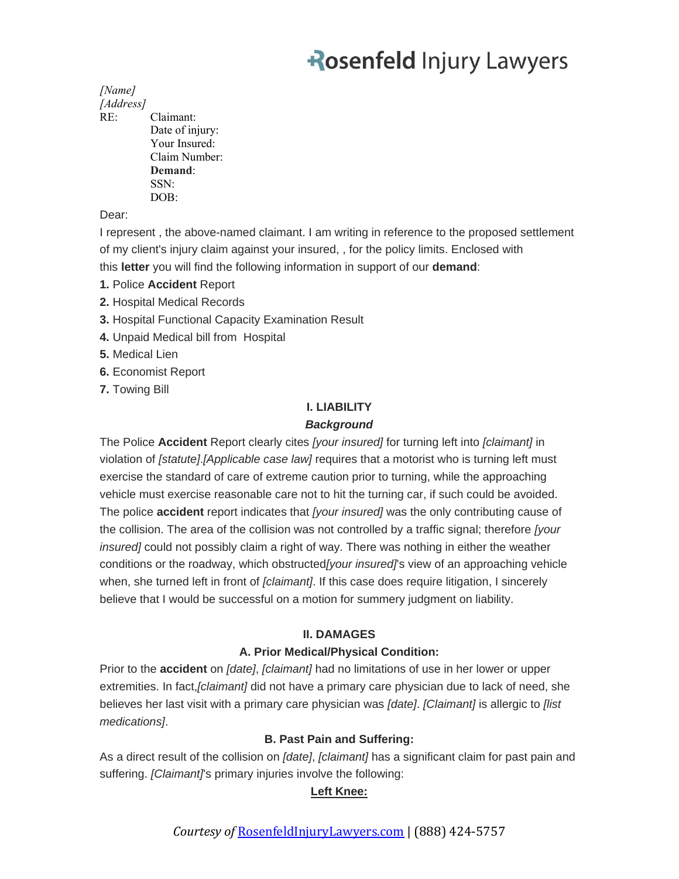*[Name]*
*[Address]*

RE: Claimant:
Date of injury:
Your Insured:
Claim Number:
**Demand**:
SSN:
DOB:

Dear:

I represent , the above-named claimant. I am writing in reference to the proposed settlement of my client's injury claim against your insured, , for the policy limits. Enclosed with this **letter** you will find the following information in support of our **demand**:

**1.** Police **Accident** Report
**2.** Hospital Medical Records
**3.** Hospital Functional Capacity Examination Result
**4.** Unpaid Medical bill from Hospital
**5.** Medical Lien
**6.** Economist Report
**7.** Towing Bill

## I. LIABILITY

### *Background*

The Police **Accident** Report clearly cites *[your insured]* for turning left into *[claimant]* in violation of *[statute]*.*[Applicable case law]* requires that a motorist who is turning left must exercise the standard of care of extreme caution prior to turning, while the approaching vehicle must exercise reasonable care not to hit the turning car, if such could be avoided. The police **accident** report indicates that *[your insured]* was the only contributing cause of the collision. The area of the collision was not controlled by a traffic signal; therefore *[your insured]* could not possibly claim a right of way. There was nothing in either the weather conditions or the roadway, which obstructed*[your insured]*'s view of an approaching vehicle when, she turned left in front of *[claimant]*. If this case does require litigation, I sincerely believe that I would be successful on a motion for summery judgment on liability.

## II. DAMAGES

### A. Prior Medical/Physical Condition:

Prior to the **accident** on *[date]*, *[claimant]* had no limitations of use in her lower or upper extremities. In fact,*[claimant]* did not have a primary care physician due to lack of need, she believes her last visit with a primary care physician was *[date]*. *[Claimant]* is allergic to *[list medications]*.

### B. Past Pain and Suffering:

As a direct result of the collision on *[date]*, *[claimant]* has a significant claim for past pain and suffering. *[Claimant]*'s primary injuries involve the following:

**Left Knee:**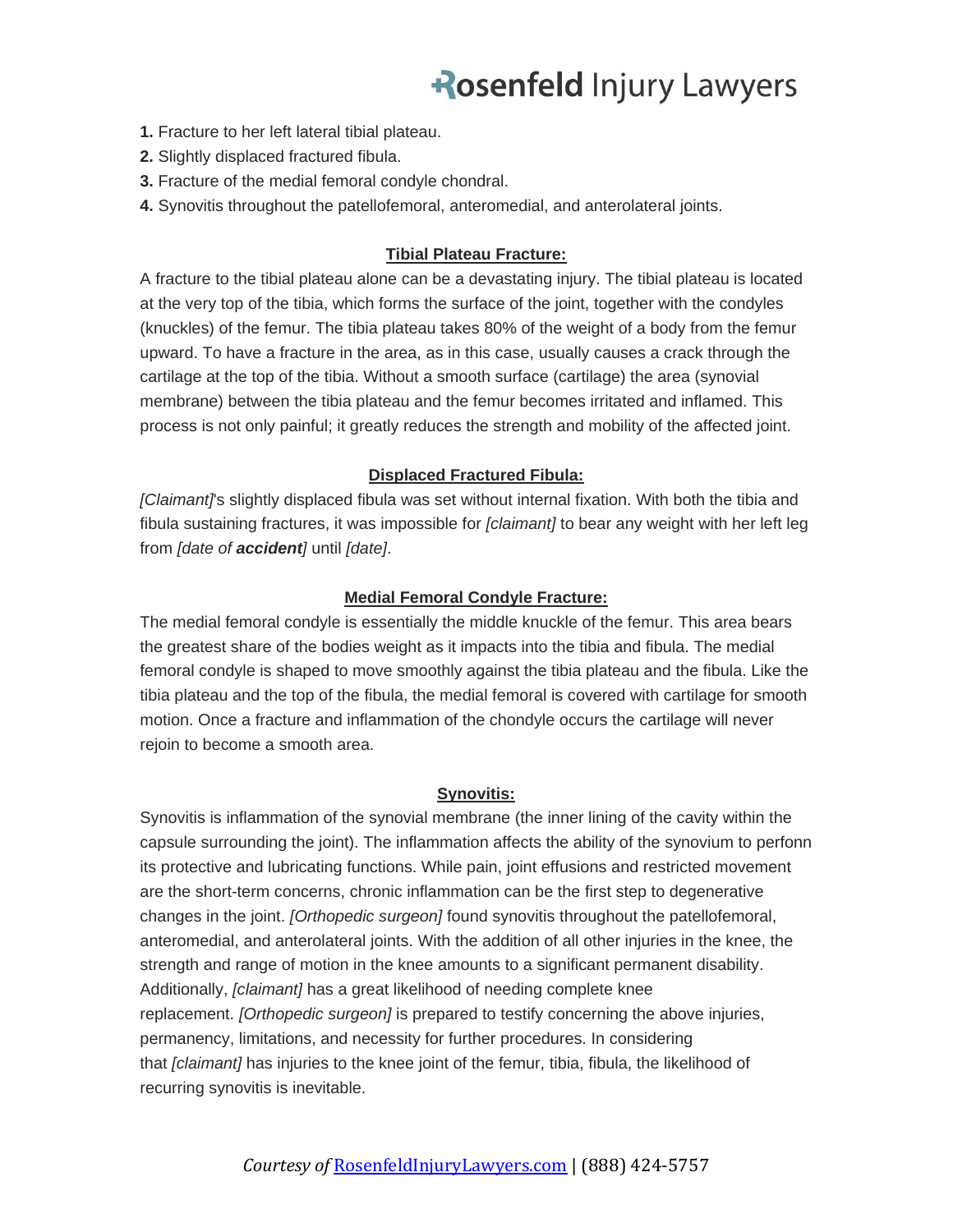**1.** Fracture to her left lateral tibial plateau.
**2.** Slightly displaced fractured fibula.
**3.** Fracture of the medial femoral condyle chondral.
**4.** Synovitis throughout the patellofemoral, anteromedial, and anterolateral joints.

**Tibial Plateau Fracture:**

A fracture to the tibial plateau alone can be a devastating injury. The tibial plateau is located at the very top of the tibia, which forms the surface of the joint, together with the condyles (knuckles) of the femur. The tibia plateau takes 80% of the weight of a body from the femur upward. To have a fracture in the area, as in this case, usually causes a crack through the cartilage at the top of the tibia. Without a smooth surface (cartilage) the area (synovial membrane) between the tibia plateau and the femur becomes irritated and inflamed. This process is not only painful; it greatly reduces the strength and mobility of the affected joint.

**Displaced Fractured Fibula:**

*[Claimant]*'s slightly displaced fibula was set without internal fixation. With both the tibia and fibula sustaining fractures, it was impossible for *[claimant]* to bear any weight with her left leg from *[date of **accident**]* until *[date]*.

**Medial Femoral Condyle Fracture:**

The medial femoral condyle is essentially the middle knuckle of the femur. This area bears the greatest share of the bodies weight as it impacts into the tibia and fibula. The medial femoral condyle is shaped to move smoothly against the tibia plateau and the fibula. Like the tibia plateau and the top of the fibula, the medial femoral is covered with cartilage for smooth motion. Once a fracture and inflammation of the chondyle occurs the cartilage will never rejoin to become a smooth area.

**Synovitis:**

Synovitis is inflammation of the synovial membrane (the inner lining of the cavity within the capsule surrounding the joint). The inflammation affects the ability of the synovium to perfonn its protective and lubricating functions. While pain, joint effusions and restricted movement are the short-term concerns, chronic inflammation can be the first step to degenerative changes in the joint. *[Orthopedic surgeon]* found synovitis throughout the patellofemoral, anteromedial, and anterolateral joints. With the addition of all other injuries in the knee, the strength and range of motion in the knee amounts to a significant permanent disability. Additionally, *[claimant]* has a great likelihood of needing complete knee replacement. *[Orthopedic surgeon]* is prepared to testify concerning the above injuries, permanency, limitations, and necessity for further procedures. In considering that *[claimant]* has injuries to the knee joint of the femur, tibia, fibula, the likelihood of recurring synovitis is inevitable.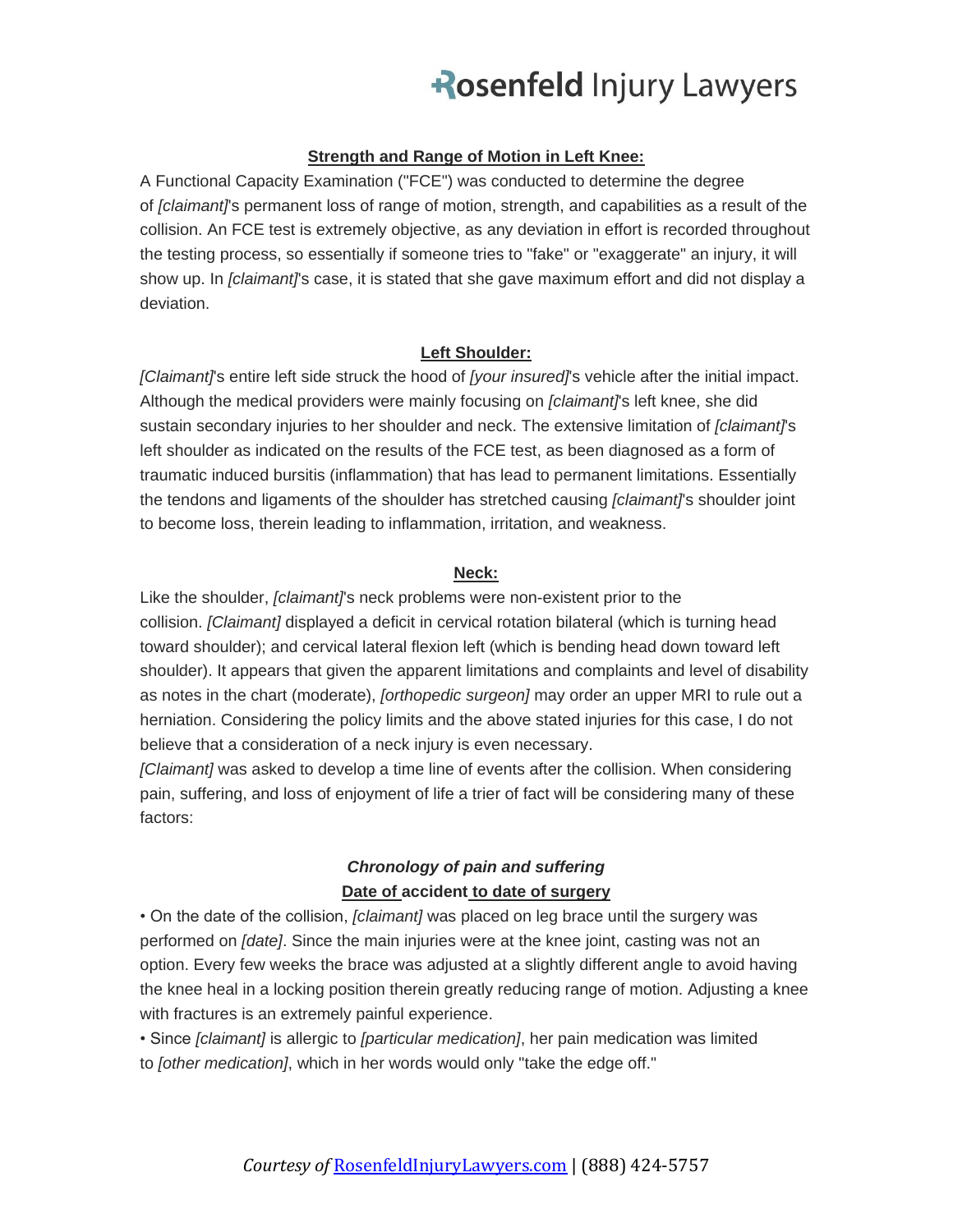**Strength and Range of Motion in Left Knee:**

A Functional Capacity Examination ("FCE") was conducted to determine the degree of *[claimant]*'s permanent loss of range of motion, strength, and capabilities as a result of the collision. An FCE test is extremely objective, as any deviation in effort is recorded throughout the testing process, so essentially if someone tries to "fake" or "exaggerate" an injury, it will show up. In *[claimant]*'s case, it is stated that she gave maximum effort and did not display a deviation.

**Left Shoulder:**

*[Claimant]*'s entire left side struck the hood of *[your insured]*'s vehicle after the initial impact. Although the medical providers were mainly focusing on *[claimant]*'s left knee, she did sustain secondary injuries to her shoulder and neck. The extensive limitation of *[claimant]*'s left shoulder as indicated on the results of the FCE test, as been diagnosed as a form of traumatic induced bursitis (inflammation) that has lead to permanent limitations. Essentially the tendons and ligaments of the shoulder has stretched causing *[claimant]*'s shoulder joint to become loss, therein leading to inflammation, irritation, and weakness.

**Neck:**

Like the shoulder, *[claimant]*'s neck problems were non-existent prior to the collision. *[Claimant]* displayed a deficit in cervical rotation bilateral (which is turning head toward shoulder); and cervical lateral flexion left (which is bending head down toward left shoulder). It appears that given the apparent limitations and complaints and level of disability as notes in the chart (moderate), *[orthopedic surgeon]* may order an upper MRI to rule out a herniation. Considering the policy limits and the above stated injuries for this case, I do not believe that a consideration of a neck injury is even necessary.

*[Claimant]* was asked to develop a time line of events after the collision. When considering pain, suffering, and loss of enjoyment of life a trier of fact will be considering many of these factors:

***Chronology of pain and suffering***

**Date of accident to date of surgery**

- On the date of the collision, *[claimant]* was placed on leg brace until the surgery was performed on *[date]*. Since the main injuries were at the knee joint, casting was not an option. Every few weeks the brace was adjusted at a slightly different angle to avoid having the knee heal in a locking position therein greatly reducing range of motion. Adjusting a knee with fractures is an extremely painful experience.
- Since *[claimant]* is allergic to *[particular medication]*, her pain medication was limited to *[other medication]*, which in her words would only "take the edge off."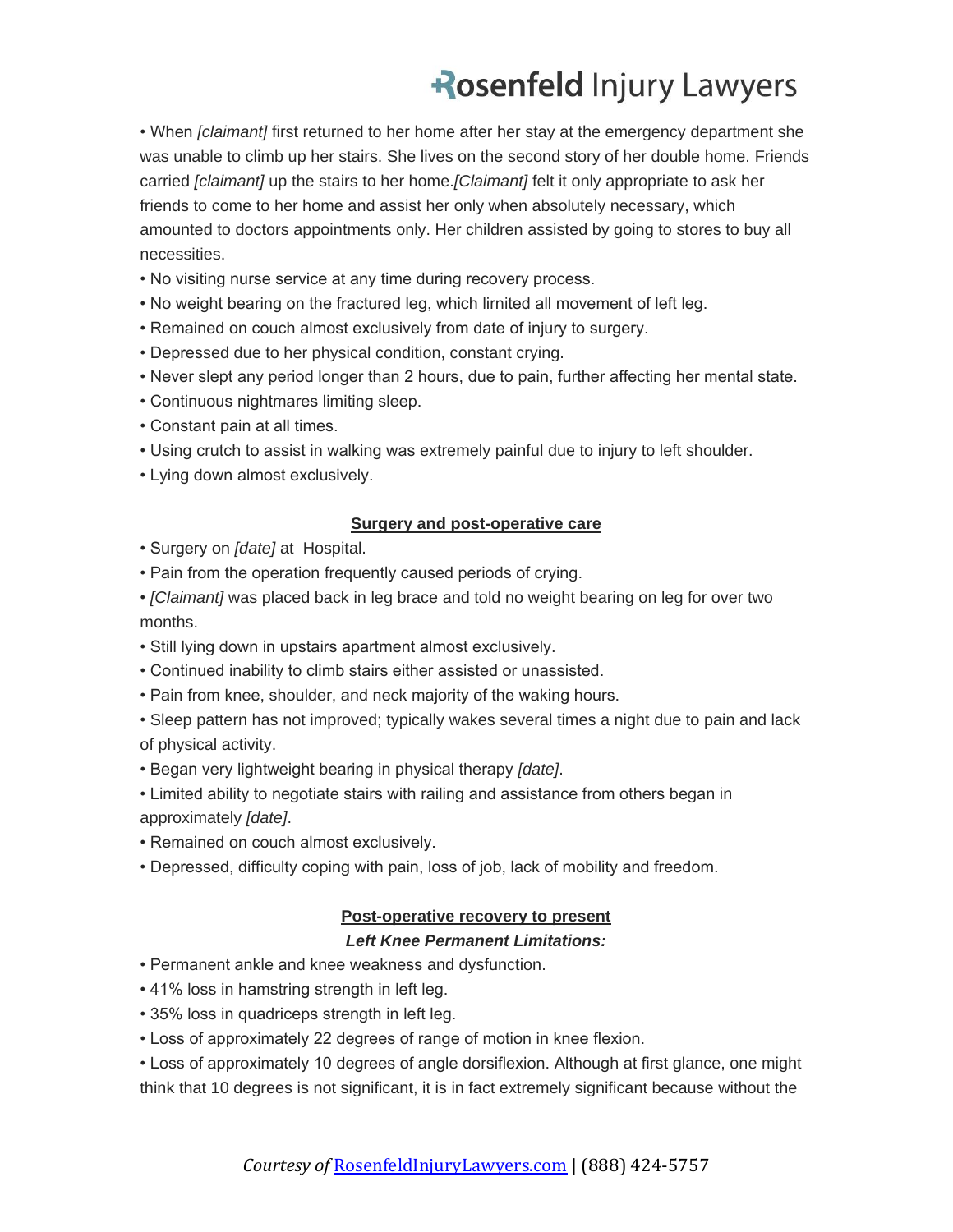• When *[claimant]* first returned to her home after her stay at the emergency department she was unable to climb up her stairs. She lives on the second story of her double home. Friends carried *[claimant]* up the stairs to her home.*[Claimant]* felt it only appropriate to ask her friends to come to her home and assist her only when absolutely necessary, which amounted to doctors appointments only. Her children assisted by going to stores to buy all necessities.

• No visiting nurse service at any time during recovery process.
• No weight bearing on the fractured leg, which lirnited all movement of left leg.
• Remained on couch almost exclusively from date of injury to surgery.
• Depressed due to her physical condition, constant crying.
• Never slept any period longer than 2 hours, due to pain, further affecting her mental state.
• Continuous nightmares limiting sleep.
• Constant pain at all times.
• Using crutch to assist in walking was extremely painful due to injury to left shoulder.
• Lying down almost exclusively.

## Surgery and post-operative care

• Surgery on *[date]* at Hospital.
• Pain from the operation frequently caused periods of crying.
• *[Claimant]* was placed back in leg brace and told no weight bearing on leg for over two months.
• Still lying down in upstairs apartment almost exclusively.
• Continued inability to climb stairs either assisted or unassisted.
• Pain from knee, shoulder, and neck majority of the waking hours.
• Sleep pattern has not improved; typically wakes several times a night due to pain and lack of physical activity.
• Began very lightweight bearing in physical therapy *[date]*.
• Limited ability to negotiate stairs with railing and assistance from others began in approximately *[date]*.
• Remained on couch almost exclusively.
• Depressed, difficulty coping with pain, loss of job, lack of mobility and freedom.

## Post-operative recovery to present

### *Left Knee Permanent Limitations:*

• Permanent ankle and knee weakness and dysfunction.
• 41% loss in hamstring strength in left leg.
• 35% loss in quadriceps strength in left leg.
• Loss of approximately 22 degrees of range of motion in knee flexion.
• Loss of approximately 10 degrees of angle dorsiflexion. Although at first glance, one might think that 10 degrees is not significant, it is in fact extremely significant because without the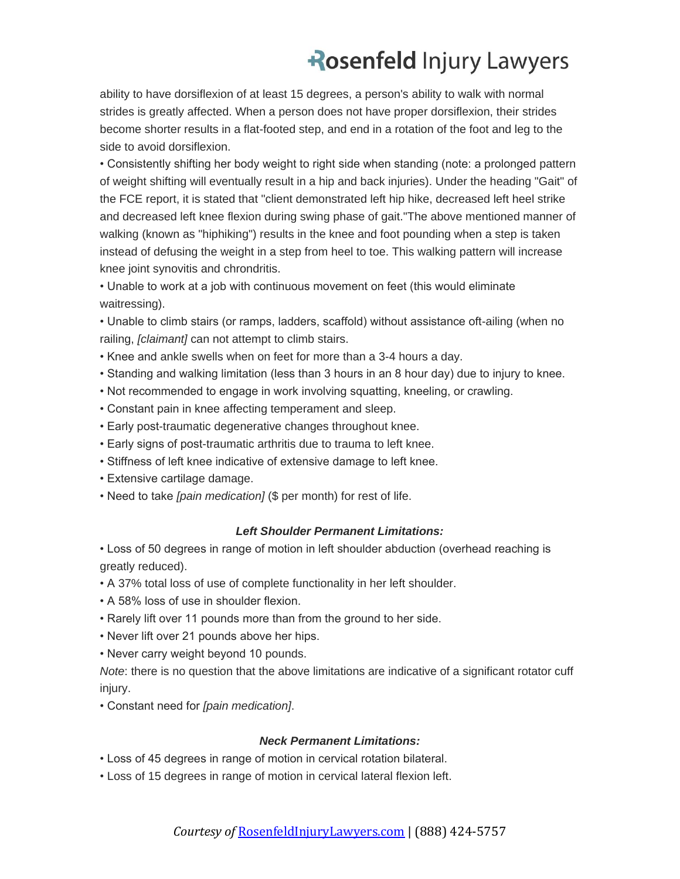ability to have dorsiflexion of at least 15 degrees, a person's ability to walk with normal strides is greatly affected. When a person does not have proper dorsiflexion, their strides become shorter results in a flat-footed step, and end in a rotation of the foot and leg to the side to avoid dorsiflexion.

• Consistently shifting her body weight to right side when standing (note: a prolonged pattern of weight shifting will eventually result in a hip and back injuries). Under the heading "Gait" of the FCE report, it is stated that "client demonstrated left hip hike, decreased left heel strike and decreased left knee flexion during swing phase of gait."The above mentioned manner of walking (known as "hiphiking") results in the knee and foot pounding when a step is taken instead of defusing the weight in a step from heel to toe. This walking pattern will increase knee joint synovitis and chrondritis.

• Unable to work at a job with continuous movement on feet (this would eliminate waitressing).

• Unable to climb stairs (or ramps, ladders, scaffold) without assistance oft-ailing (when no railing, *[claimant]* can not attempt to climb stairs.

• Knee and ankle swells when on feet for more than a 3-4 hours a day.

• Standing and walking limitation (less than 3 hours in an 8 hour day) due to injury to knee.

• Not recommended to engage in work involving squatting, kneeling, or crawling.

• Constant pain in knee affecting temperament and sleep.

• Early post-traumatic degenerative changes throughout knee.

• Early signs of post-traumatic arthritis due to trauma to left knee.

• Stiffness of left knee indicative of extensive damage to left knee.

• Extensive cartilage damage.

• Need to take *[pain medication]* ($ per month) for rest of life.

***Left Shoulder Permanent Limitations:***

• Loss of 50 degrees in range of motion in left shoulder abduction (overhead reaching is greatly reduced).

• A 37% total loss of use of complete functionality in her left shoulder.

• A 58% loss of use in shoulder flexion.

• Rarely lift over 11 pounds more than from the ground to her side.

• Never lift over 21 pounds above her hips.

• Never carry weight beyond 10 pounds.

*Note*: there is no question that the above limitations are indicative of a significant rotator cuff injury.

• Constant need for *[pain medication]*.

***Neck Permanent Limitations:***

• Loss of 45 degrees in range of motion in cervical rotation bilateral.

• Loss of 15 degrees in range of motion in cervical lateral flexion left.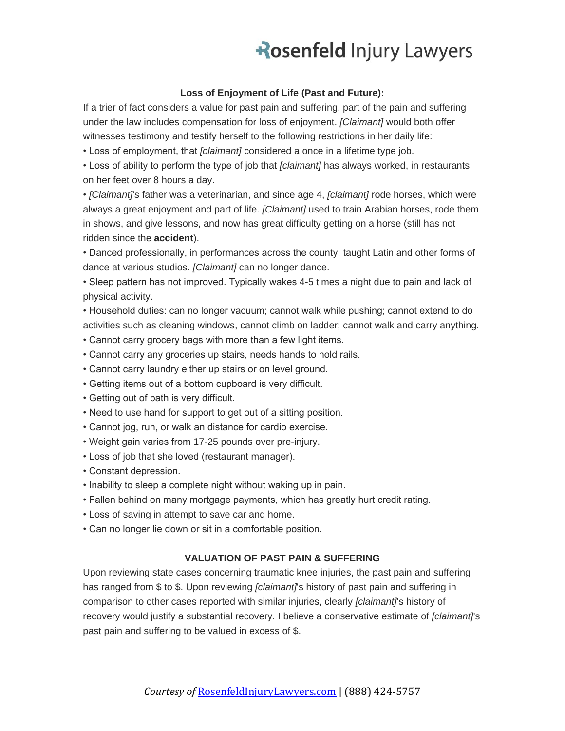**Loss of Enjoyment of Life (Past and Future):**

If a trier of fact considers a value for past pain and suffering, part of the pain and suffering under the law includes compensation for loss of enjoyment. *[Claimant]* would both offer witnesses testimony and testify herself to the following restrictions in her daily life:

- Loss of employment, that *[claimant]* considered a once in a lifetime type job.
- Loss of ability to perform the type of job that *[claimant]* has always worked, in restaurants on her feet over 8 hours a day.
- *[Claimant]*'s father was a veterinarian, and since age 4, *[claimant]* rode horses, which were always a great enjoyment and part of life. *[Claimant]* used to train Arabian horses, rode them in shows, and give lessons, and now has great difficulty getting on a horse (still has not ridden since the **accident**).
- Danced professionally, in performances across the county; taught Latin and other forms of dance at various studios. *[Claimant]* can no longer dance.
- Sleep pattern has not improved. Typically wakes 4-5 times a night due to pain and lack of physical activity.
- Household duties: can no longer vacuum; cannot walk while pushing; cannot extend to do activities such as cleaning windows, cannot climb on ladder; cannot walk and carry anything.
- Cannot carry grocery bags with more than a few light items.
- Cannot carry any groceries up stairs, needs hands to hold rails.
- Cannot carry laundry either up stairs or on level ground.
- Getting items out of a bottom cupboard is very difficult.
- Getting out of bath is very difficult.
- Need to use hand for support to get out of a sitting position.
- Cannot jog, run, or walk an distance for cardio exercise.
- Weight gain varies from 17-25 pounds over pre-injury.
- Loss of job that she loved (restaurant manager).
- Constant depression.
- Inability to sleep a complete night without waking up in pain.
- Fallen behind on many mortgage payments, which has greatly hurt credit rating.
- Loss of saving in attempt to save car and home.
- Can no longer lie down or sit in a comfortable position.

**VALUATION OF PAST PAIN & SUFFERING**

Upon reviewing state cases concerning traumatic knee injuries, the past pain and suffering has ranged from $ to $. Upon reviewing *[claimant]*'s history of past pain and suffering in comparison to other cases reported with similar injuries, clearly *[claimant]*'s history of recovery would justify a substantial recovery. I believe a conservative estimate of *[claimant]*'s past pain and suffering to be valued in excess of $.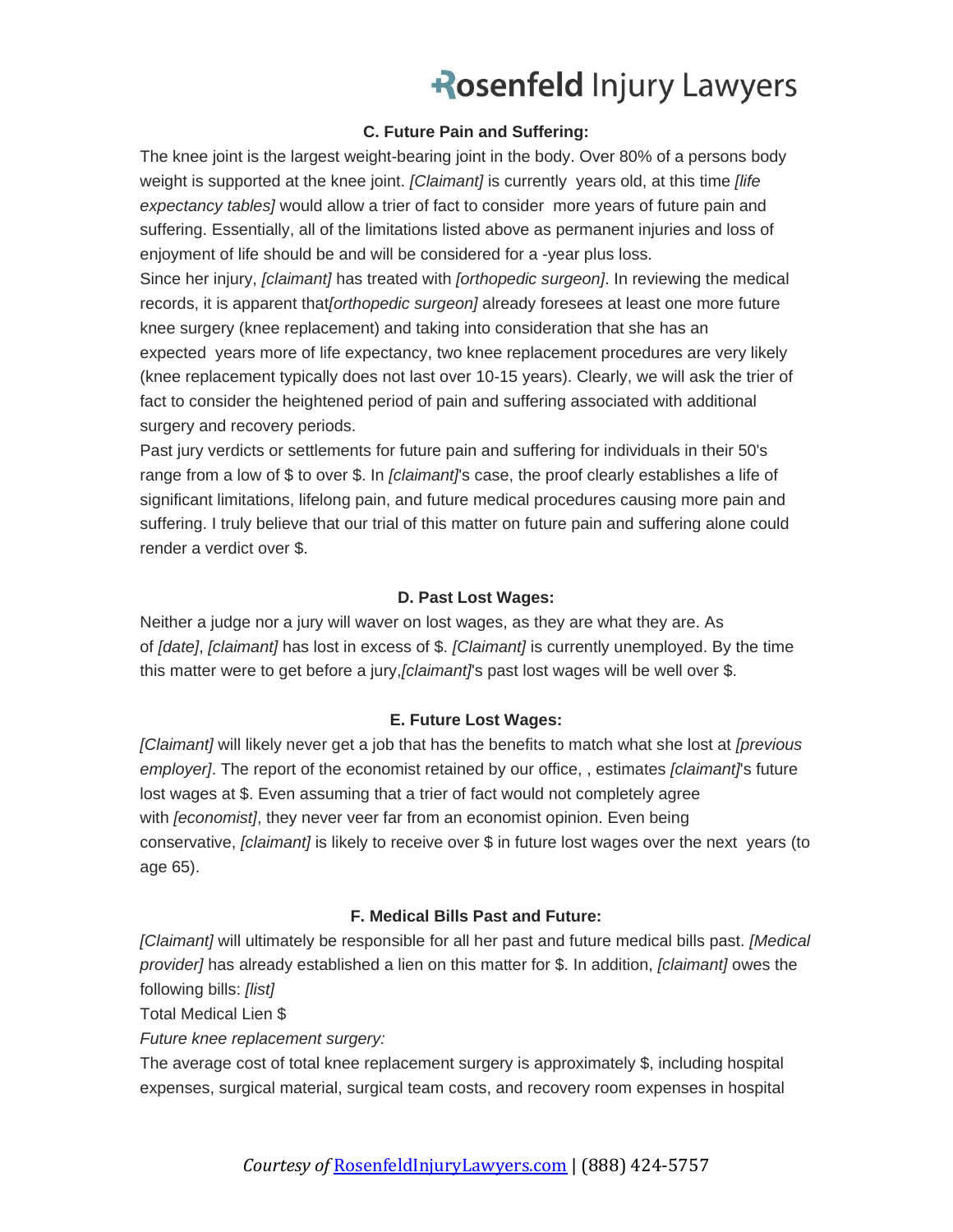**C. Future Pain and Suffering:**

The knee joint is the largest weight-bearing joint in the body. Over 80% of a persons body weight is supported at the knee joint. *[Claimant]* is currently years old, at this time *[life expectancy tables]* would allow a trier of fact to consider more years of future pain and suffering. Essentially, all of the limitations listed above as permanent injuries and loss of enjoyment of life should be and will be considered for a -year plus loss.

Since her injury, *[claimant]* has treated with *[orthopedic surgeon]*. In reviewing the medical records, it is apparent that*[orthopedic surgeon]* already foresees at least one more future knee surgery (knee replacement) and taking into consideration that she has an expected years more of life expectancy, two knee replacement procedures are very likely (knee replacement typically does not last over 10-15 years). Clearly, we will ask the trier of fact to consider the heightened period of pain and suffering associated with additional surgery and recovery periods.

Past jury verdicts or settlements for future pain and suffering for individuals in their 50's range from a low of $ to over $. In *[claimant]*'s case, the proof clearly establishes a life of significant limitations, lifelong pain, and future medical procedures causing more pain and suffering. I truly believe that our trial of this matter on future pain and suffering alone could render a verdict over $.

**D. Past Lost Wages:**

Neither a judge nor a jury will waver on lost wages, as they are what they are. As of *[date]*, *[claimant]* has lost in excess of $. *[Claimant]* is currently unemployed. By the time this matter were to get before a jury,*[claimant]*'s past lost wages will be well over $.

**E. Future Lost Wages:**

*[Claimant]* will likely never get a job that has the benefits to match what she lost at *[previous employer]*. The report of the economist retained by our office, , estimates *[claimant]*'s future lost wages at $. Even assuming that a trier of fact would not completely agree with *[economist]*, they never veer far from an economist opinion. Even being conservative, *[claimant]* is likely to receive over $ in future lost wages over the next years (to age 65).

**F. Medical Bills Past and Future:**

*[Claimant]* will ultimately be responsible for all her past and future medical bills past. *[Medical provider]* has already established a lien on this matter for $. In addition, *[claimant]* owes the following bills: *[list]*

Total Medical Lien $

*Future knee replacement surgery:*

The average cost of total knee replacement surgery is approximately $, including hospital expenses, surgical material, surgical team costs, and recovery room expenses in hospital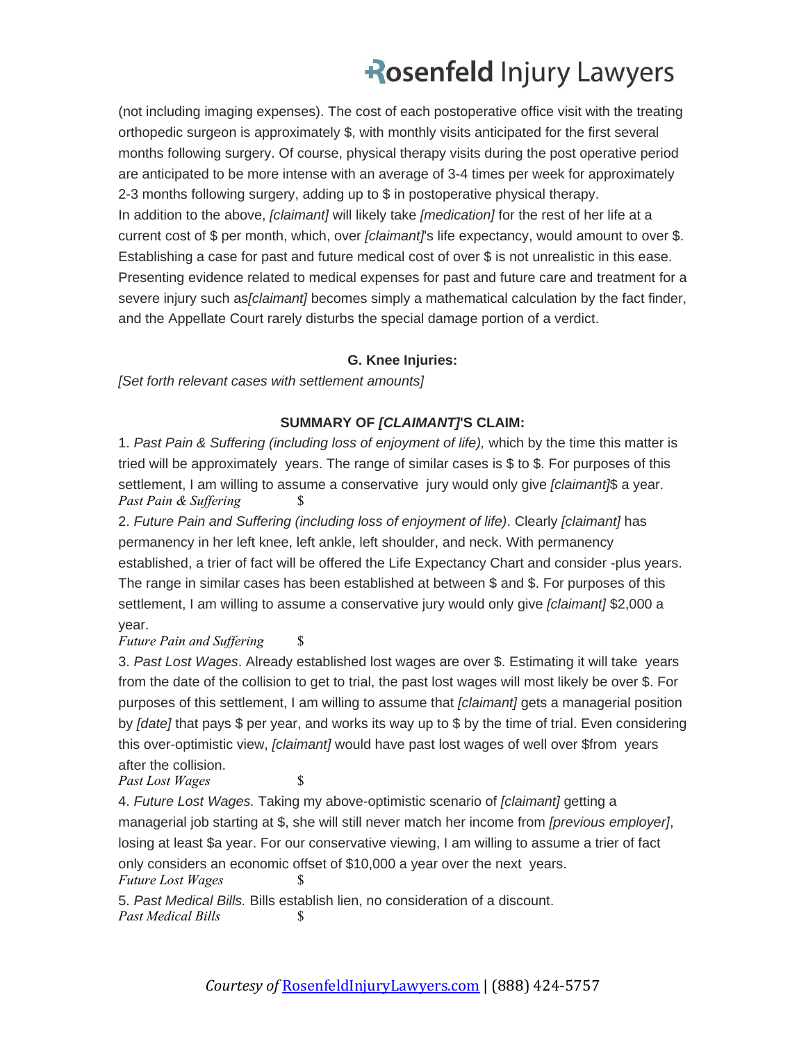(not including imaging expenses). The cost of each postoperative office visit with the treating orthopedic surgeon is approximately $, with monthly visits anticipated for the first several months following surgery. Of course, physical therapy visits during the post operative period are anticipated to be more intense with an average of 3-4 times per week for approximately 2-3 months following surgery, adding up to $ in postoperative physical therapy.

In addition to the above, *[claimant]* will likely take *[medication]* for the rest of her life at a current cost of $ per month, which, over *[claimant]*'s life expectancy, would amount to over $. Establishing a case for past and future medical cost of over $ is not unrealistic in this ease. Presenting evidence related to medical expenses for past and future care and treatment for a severe injury such as*[claimant]* becomes simply a mathematical calculation by the fact finder, and the Appellate Court rarely disturbs the special damage portion of a verdict.

**G. Knee Injuries:**

*[Set forth relevant cases with settlement amounts]*

**SUMMARY OF *[CLAIMANT]*'S CLAIM:**

1. *Past Pain & Suffering (including loss of enjoyment of life),* which by the time this matter is tried will be approximately years. The range of similar cases is $ to $. For purposes of this settlement, I am willing to assume a conservative jury would only give *[claimant]*$ a year.
*Past Pain & Suffering* $

2. *Future Pain and Suffering (including loss of enjoyment of life)*. Clearly *[claimant]* has permanency in her left knee, left ankle, left shoulder, and neck. With permanency established, a trier of fact will be offered the Life Expectancy Chart and consider -plus years. The range in similar cases has been established at between $ and $. For purposes of this settlement, I am willing to assume a conservative jury would only give *[claimant]* $2,000 a year.
*Future Pain and Suffering* $

3. *Past Lost Wages*. Already established lost wages are over $. Estimating it will take years from the date of the collision to get to trial, the past lost wages will most likely be over $. For purposes of this settlement, I am willing to assume that *[claimant]* gets a managerial position by *[date]* that pays $ per year, and works its way up to $ by the time of trial. Even considering this over-optimistic view, *[claimant]* would have past lost wages of well over $from years after the collision.
*Past Lost Wages* $

4. *Future Lost Wages.* Taking my above-optimistic scenario of *[claimant]* getting a managerial job starting at $, she will still never match her income from *[previous employer]*, losing at least $a year. For our conservative viewing, I am willing to assume a trier of fact only considers an economic offset of $10,000 a year over the next years.
*Future Lost Wages* $

5. *Past Medical Bills.* Bills establish lien, no consideration of a discount.
*Past Medical Bills* $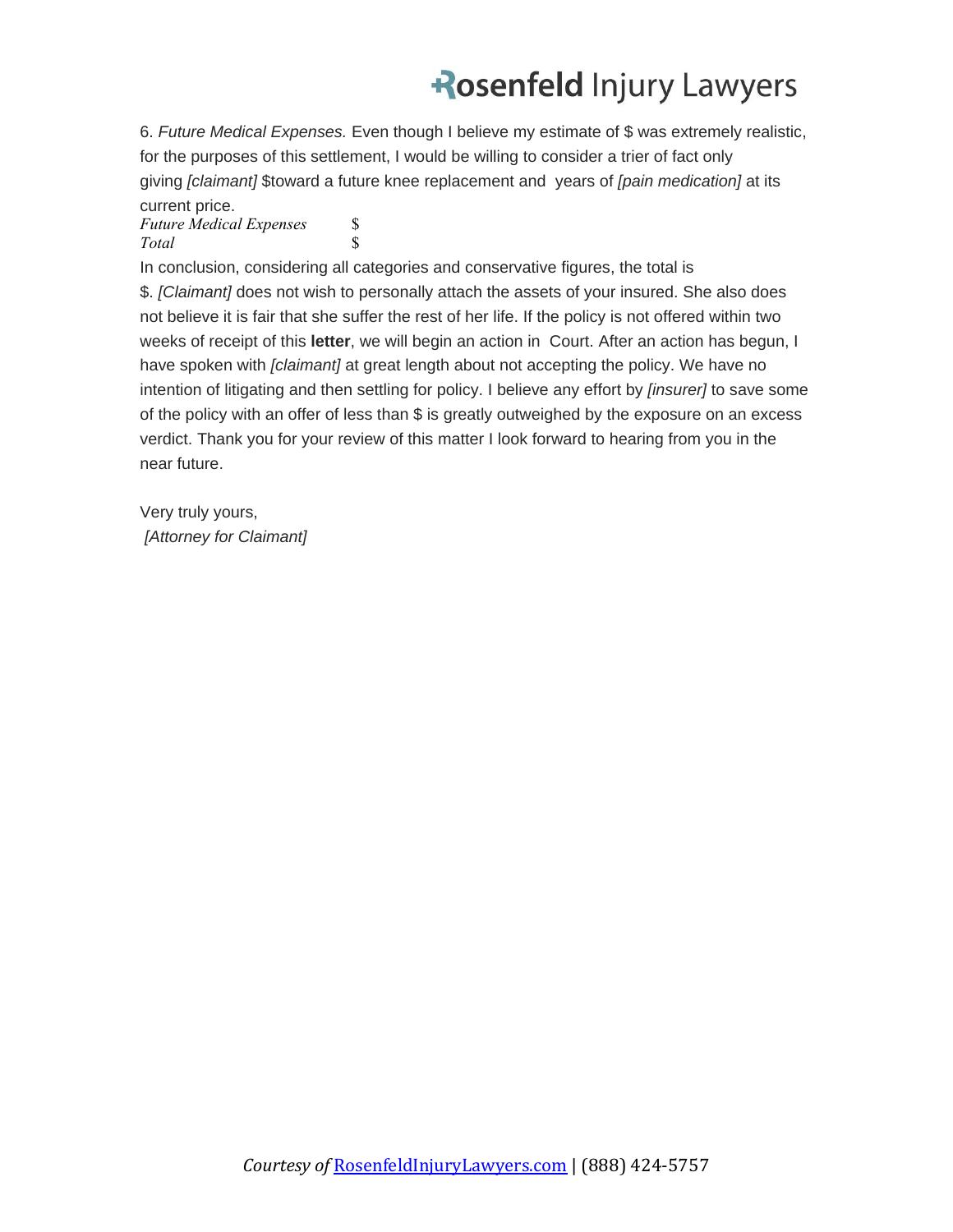6. *Future Medical Expenses.* Even though I believe my estimate of $ was extremely realistic, for the purposes of this settlement, I would be willing to consider a trier of fact only giving *[claimant]* $toward a future knee replacement and  years of *[pain medication]* at its current price.

| | |
|---|---|
| *Future Medical Expenses* | $ |
| *Total* | $ |

In conclusion, considering all categories and conservative figures, the total is $. *[Claimant]* does not wish to personally attach the assets of your insured. She also does not believe it is fair that she suffer the rest of her life. If the policy is not offered within two weeks of receipt of this **letter**, we will begin an action in  Court. After an action has begun, I have spoken with *[claimant]* at great length about not accepting the policy. We have no intention of litigating and then settling for policy. I believe any effort by *[insurer]* to save some of the policy with an offer of less than $ is greatly outweighed by the exposure on an excess verdict. Thank you for your review of this matter I look forward to hearing from you in the near future.

Very truly yours,
*[Attorney for Claimant]*

*Courtesy of* RosenfeldInjuryLawyers.com | (888) 424-5757